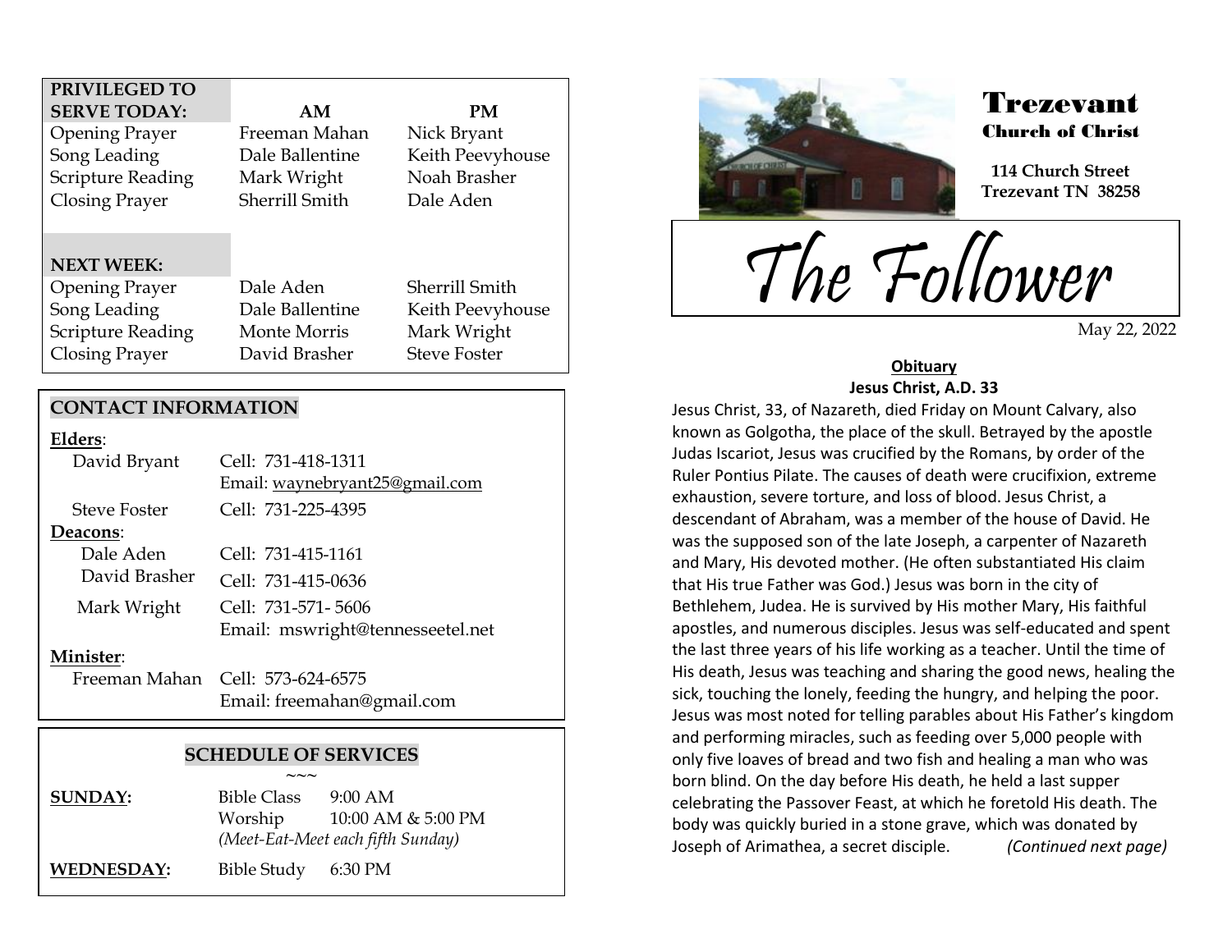| PRIVILEGED TO SERVE TODAY: | AM | PM |
|---|---|---|
| Opening Prayer | Freeman Mahan | Nick Bryant |
| Song Leading | Dale Ballentine | Keith Peevyhouse |
| Scripture Reading | Mark Wright | Noah Brasher |
| Closing Prayer | Sherrill Smith | Dale Aden |
| **NEXT WEEK:** | | |
| Opening Prayer | Dale Aden | Sherrill Smith |
| Song Leading | Dale Ballentine | Keith Peevyhouse |
| Scripture Reading | Monte Morris | Mark Wright |
| Closing Prayer | David Brasher | Steve Foster |

## CONTACT INFORMATION

**Elders**:

| | |
|---|---|
| David Bryant | Cell: 731-418-1311<br>Email: waynebryant25@gmail.com |
| Steve Foster | Cell: 731-225-4395 |

**Deacons**:

| | |
|---|---|
| Dale Aden | Cell: 731-415-1161 |
| David Brasher | Cell: 731-415-0636 |
| Mark Wright | Cell: 731-571- 5606<br>Email: mswright@tennesseetel.net |

**Minister**:

| | |
|---|---|
| Freeman Mahan | Cell: 573-624-6575<br>Email: freemahan@gmail.com |

## SCHEDULE OF SERVICES

~~~

**SUNDAY:** Bible Class 9:00 AM
Worship 10:00 AM & 5:00 PM
*(Meet-Eat-Meet each fifth Sunday)*

**WEDNESDAY:** Bible Study 6:30 PM

# Trezevant Church of Christ

**114 Church Street**
**Trezevant TN 38258**

# The Follower

May 22, 2022

### Obituary
**Jesus Christ, A.D. 33**

Jesus Christ, 33, of Nazareth, died Friday on Mount Calvary, also known as Golgotha, the place of the skull. Betrayed by the apostle Judas Iscariot, Jesus was crucified by the Romans, by order of the Ruler Pontius Pilate. The causes of death were crucifixion, extreme exhaustion, severe torture, and loss of blood. Jesus Christ, a descendant of Abraham, was a member of the house of David. He was the supposed son of the late Joseph, a carpenter of Nazareth and Mary, His devoted mother. (He often substantiated His claim that His true Father was God.) Jesus was born in the city of Bethlehem, Judea. He is survived by His mother Mary, His faithful apostles, and numerous disciples. Jesus was self-educated and spent the last three years of his life working as a teacher. Until the time of His death, Jesus was teaching and sharing the good news, healing the sick, touching the lonely, feeding the hungry, and helping the poor. Jesus was most noted for telling parables about His Father's kingdom and performing miracles, such as feeding over 5,000 people with only five loaves of bread and two fish and healing a man who was born blind. On the day before His death, he held a last supper celebrating the Passover Feast, at which he foretold His death. The body was quickly buried in a stone grave, which was donated by Joseph of Arimathea, a secret disciple. *(Continued next page)*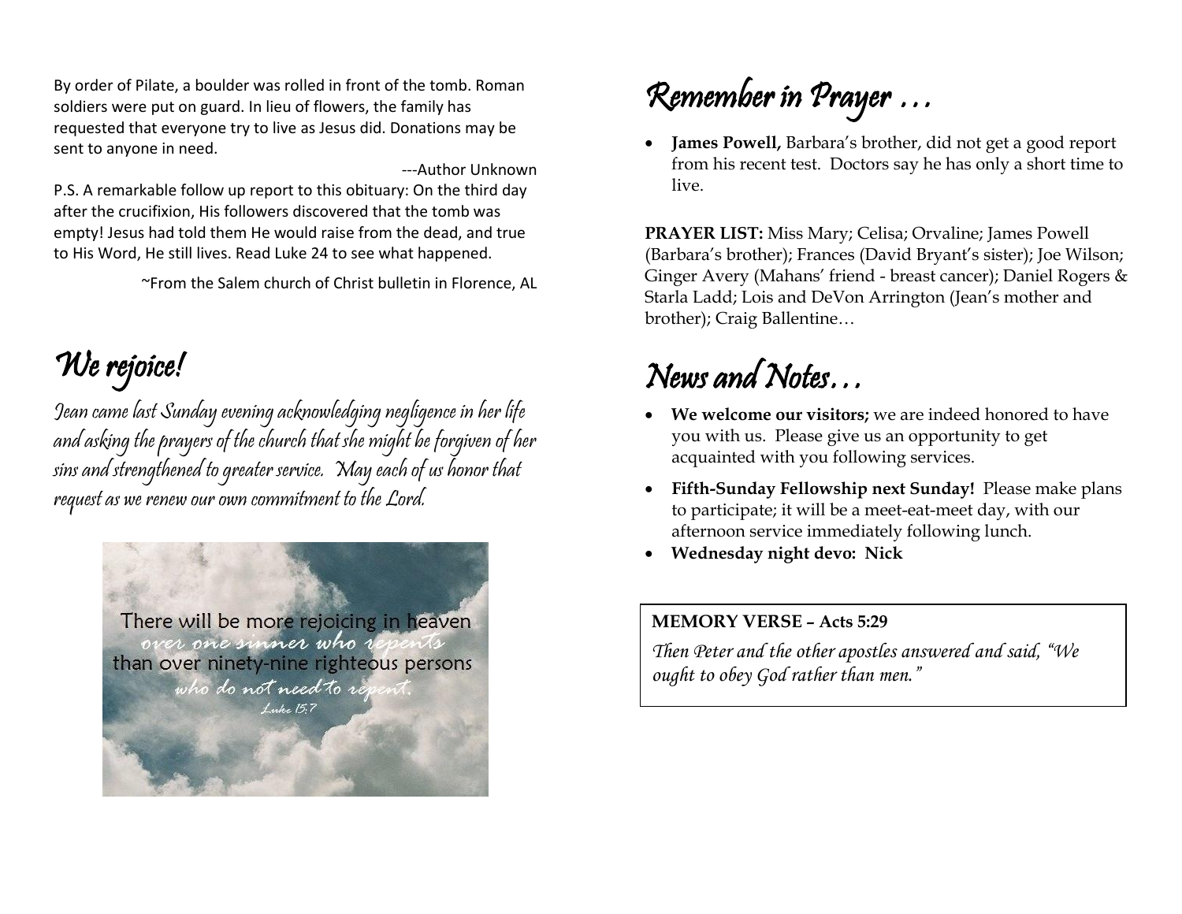By order of Pilate, a boulder was rolled in front of the tomb. Roman soldiers were put on guard. In lieu of flowers, the family has requested that everyone try to live as Jesus did. Donations may be sent to anyone in need.

---Author Unknown

P.S. A remarkable follow up report to this obituary: On the third day after the crucifixion, His followers discovered that the tomb was empty! Jesus had told them He would raise from the dead, and true to His Word, He still lives. Read Luke 24 to see what happened.

~From the Salem church of Christ bulletin in Florence, AL

# We rejoice!

*Jean came last Sunday evening acknowledging negligence in her life and asking the prayers of the church that she might be forgiven of her sins and strengthened to greater service. May each of us honor that request as we renew our own commitment to the Lord.*

There will be more rejoicing in heaven over one sinner who repents than over ninety-nine righteous persons who do not need to repent.
Luke 15:7

# Remember in Prayer …

- **James Powell,** Barbara's brother, did not get a good report from his recent test. Doctors say he has only a short time to live.

**PRAYER LIST:** Miss Mary; Celisa; Orvaline; James Powell (Barbara's brother); Frances (David Bryant's sister); Joe Wilson; Ginger Avery (Mahans' friend - breast cancer); Daniel Rogers & Starla Ladd; Lois and DeVon Arrington (Jean's mother and brother); Craig Ballentine…

# News and Notes…

- **We welcome our visitors;** we are indeed honored to have you with us. Please give us an opportunity to get acquainted with you following services.
- **Fifth-Sunday Fellowship next Sunday!** Please make plans to participate; it will be a meet-eat-meet day, with our afternoon service immediately following lunch.
- **Wednesday night devo: Nick**

**MEMORY VERSE – Acts 5:29**

*Then Peter and the other apostles answered and said, "We ought to obey God rather than men."*